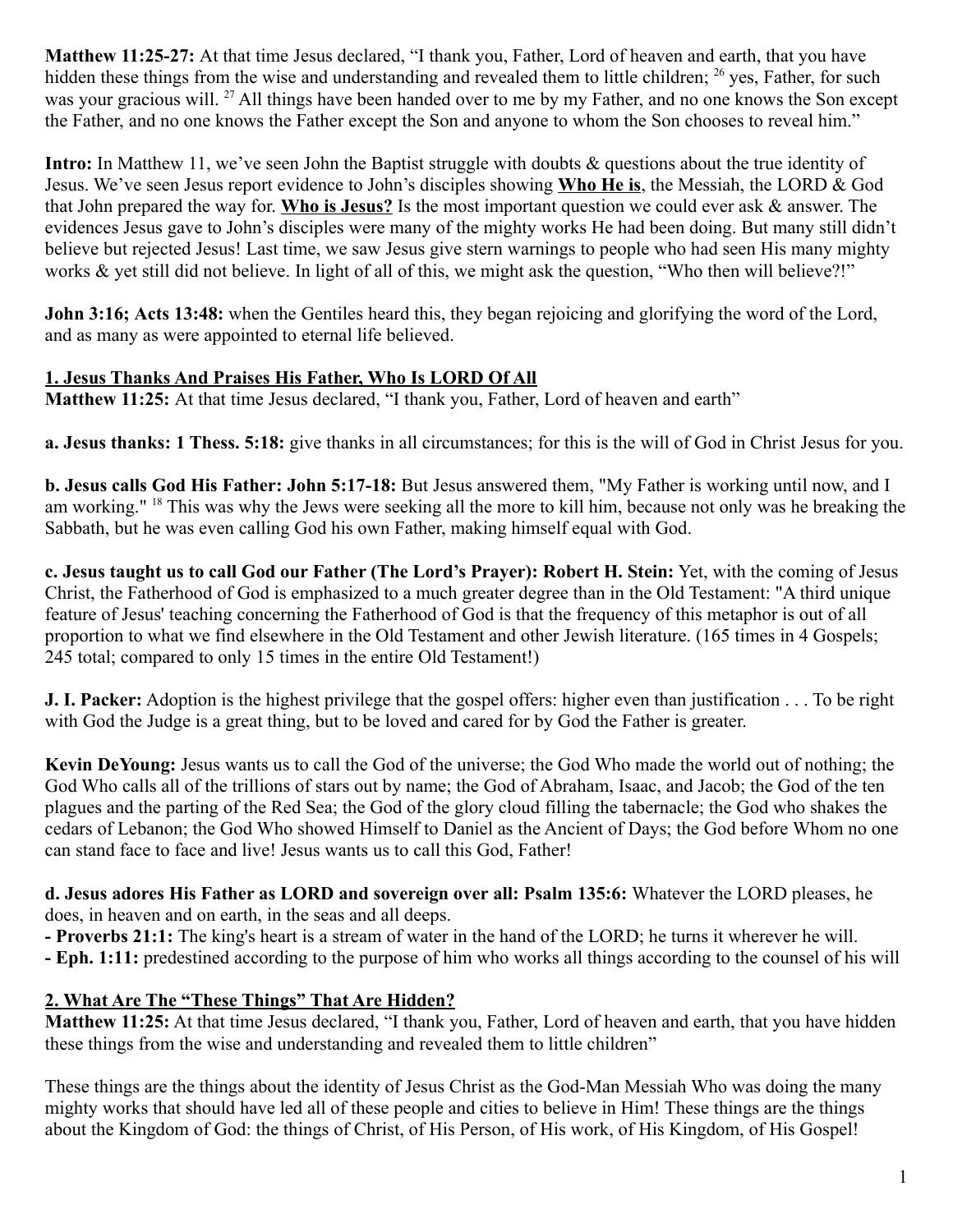**Matthew 11:25-27:** At that time Jesus declared, "I thank you, Father, Lord of heaven and earth, that you have hidden these things from the wise and understanding and revealed them to little children; [26] yes, Father, for such was your gracious will. [27] All things have been handed over to me by my Father, and no one knows the Son except the Father, and no one knows the Father except the Son and anyone to whom the Son chooses to reveal him."

**Intro:** In Matthew 11, we've seen John the Baptist struggle with doubts & questions about the true identity of Jesus. We've seen Jesus report evidence to John's disciples showing **Who He is**, the Messiah, the LORD & God that John prepared the way for. **Who is Jesus?** Is the most important question we could ever ask & answer. The evidences Jesus gave to John's disciples were many of the mighty works He had been doing. But many still didn't believe but rejected Jesus! Last time, we saw Jesus give stern warnings to people who had seen His many mighty works & yet still did not believe. In light of all of this, we might ask the question, "Who then will believe?!"

**John 3:16; Acts 13:48:** when the Gentiles heard this, they began rejoicing and glorifying the word of the Lord, and as many as were appointed to eternal life believed.

## 1. Jesus Thanks And Praises His Father, Who Is LORD Of All

**Matthew 11:25:** At that time Jesus declared, "I thank you, Father, Lord of heaven and earth"

**a. Jesus thanks: 1 Thess. 5:18:** give thanks in all circumstances; for this is the will of God in Christ Jesus for you.

**b. Jesus calls God His Father: John 5:17-18:** But Jesus answered them, "My Father is working until now, and I am working." [18] This was why the Jews were seeking all the more to kill him, because not only was he breaking the Sabbath, but he was even calling God his own Father, making himself equal with God.

**c. Jesus taught us to call God our Father (The Lord's Prayer): Robert H. Stein:** Yet, with the coming of Jesus Christ, the Fatherhood of God is emphasized to a much greater degree than in the Old Testament: "A third unique feature of Jesus' teaching concerning the Fatherhood of God is that the frequency of this metaphor is out of all proportion to what we find elsewhere in the Old Testament and other Jewish literature. (165 times in 4 Gospels; 245 total; compared to only 15 times in the entire Old Testament!)

**J. I. Packer:** Adoption is the highest privilege that the gospel offers: higher even than justification . . . To be right with God the Judge is a great thing, but to be loved and cared for by God the Father is greater.

**Kevin DeYoung:** Jesus wants us to call the God of the universe; the God Who made the world out of nothing; the God Who calls all of the trillions of stars out by name; the God of Abraham, Isaac, and Jacob; the God of the ten plagues and the parting of the Red Sea; the God of the glory cloud filling the tabernacle; the God who shakes the cedars of Lebanon; the God Who showed Himself to Daniel as the Ancient of Days; the God before Whom no one can stand face to face and live! Jesus wants us to call this God, Father!

**d. Jesus adores His Father as LORD and sovereign over all: Psalm 135:6:** Whatever the LORD pleases, he does, in heaven and on earth, in the seas and all deeps.
- **Proverbs 21:1:** The king's heart is a stream of water in the hand of the LORD; he turns it wherever he will.
- **Eph. 1:11:** predestined according to the purpose of him who works all things according to the counsel of his will

## 2. What Are The "These Things" That Are Hidden?

**Matthew 11:25:** At that time Jesus declared, "I thank you, Father, Lord of heaven and earth, that you have hidden these things from the wise and understanding and revealed them to little children"

These things are the things about the identity of Jesus Christ as the God-Man Messiah Who was doing the many mighty works that should have led all of these people and cities to believe in Him! These things are the things about the Kingdom of God: the things of Christ, of His Person, of His work, of His Kingdom, of His Gospel!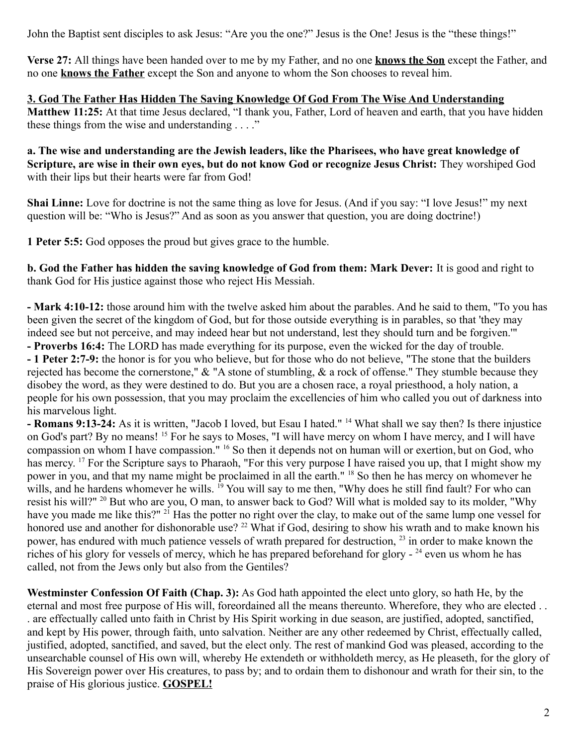John the Baptist sent disciples to ask Jesus: "Are you the one?" Jesus is the One! Jesus is the "these things!"

**Verse 27:** All things have been handed over to me by my Father, and no one **knows the Son** except the Father, and no one **knows the Father** except the Son and anyone to whom the Son chooses to reveal him.

**3. God The Father Has Hidden The Saving Knowledge Of God From The Wise And Understanding**
**Matthew 11:25:** At that time Jesus declared, "I thank you, Father, Lord of heaven and earth, that you have hidden these things from the wise and understanding . . . ."

**a. The wise and understanding are the Jewish leaders, like the Pharisees, who have great knowledge of Scripture, are wise in their own eyes, but do not know God or recognize Jesus Christ:** They worshiped God with their lips but their hearts were far from God!

**Shai Linne:** Love for doctrine is not the same thing as love for Jesus. (And if you say: "I love Jesus!" my next question will be: "Who is Jesus?" And as soon as you answer that question, you are doing doctrine!)

**1 Peter 5:5:** God opposes the proud but gives grace to the humble.

**b. God the Father has hidden the saving knowledge of God from them: Mark Dever:** It is good and right to thank God for His justice against those who reject His Messiah.

**- Mark 4:10-12:** those around him with the twelve asked him about the parables. And he said to them, "To you has been given the secret of the kingdom of God, but for those outside everything is in parables, so that 'they may indeed see but not perceive, and may indeed hear but not understand, lest they should turn and be forgiven.'"
**- Proverbs 16:4:** The LORD has made everything for its purpose, even the wicked for the day of trouble.
**- 1 Peter 2:7-9:** the honor is for you who believe, but for those who do not believe, "The stone that the builders rejected has become the cornerstone," & "A stone of stumbling, & a rock of offense." They stumble because they disobey the word, as they were destined to do. But you are a chosen race, a royal priesthood, a holy nation, a people for his own possession, that you may proclaim the excellencies of him who called you out of darkness into his marvelous light.
**- Romans 9:13-24:** As it is written, "Jacob I loved, but Esau I hated." [14] What shall we say then? Is there injustice on God's part? By no means! [15] For he says to Moses, "I will have mercy on whom I have mercy, and I will have compassion on whom I have compassion." [16] So then it depends not on human will or exertion, but on God, who has mercy. [17] For the Scripture says to Pharaoh, "For this very purpose I have raised you up, that I might show my power in you, and that my name might be proclaimed in all the earth." [18] So then he has mercy on whomever he wills, and he hardens whomever he wills. [19] You will say to me then, "Why does he still find fault? For who can resist his will?" [20] But who are you, O man, to answer back to God? Will what is molded say to its molder, "Why have you made me like this?" [21] Has the potter no right over the clay, to make out of the same lump one vessel for honored use and another for dishonorable use? [22] What if God, desiring to show his wrath and to make known his power, has endured with much patience vessels of wrath prepared for destruction, [23] in order to make known the riches of his glory for vessels of mercy, which he has prepared beforehand for glory - [24] even us whom he has called, not from the Jews only but also from the Gentiles?

**Westminster Confession Of Faith (Chap. 3):** As God hath appointed the elect unto glory, so hath He, by the eternal and most free purpose of His will, foreordained all the means thereunto. Wherefore, they who are elected . . . are effectually called unto faith in Christ by His Spirit working in due season, are justified, adopted, sanctified, and kept by His power, through faith, unto salvation. Neither are any other redeemed by Christ, effectually called, justified, adopted, sanctified, and saved, but the elect only. The rest of mankind God was pleased, according to the unsearchable counsel of His own will, whereby He extendeth or withholdeth mercy, as He pleaseth, for the glory of His Sovereign power over His creatures, to pass by; and to ordain them to dishonour and wrath for their sin, to the praise of His glorious justice. **GOSPEL!**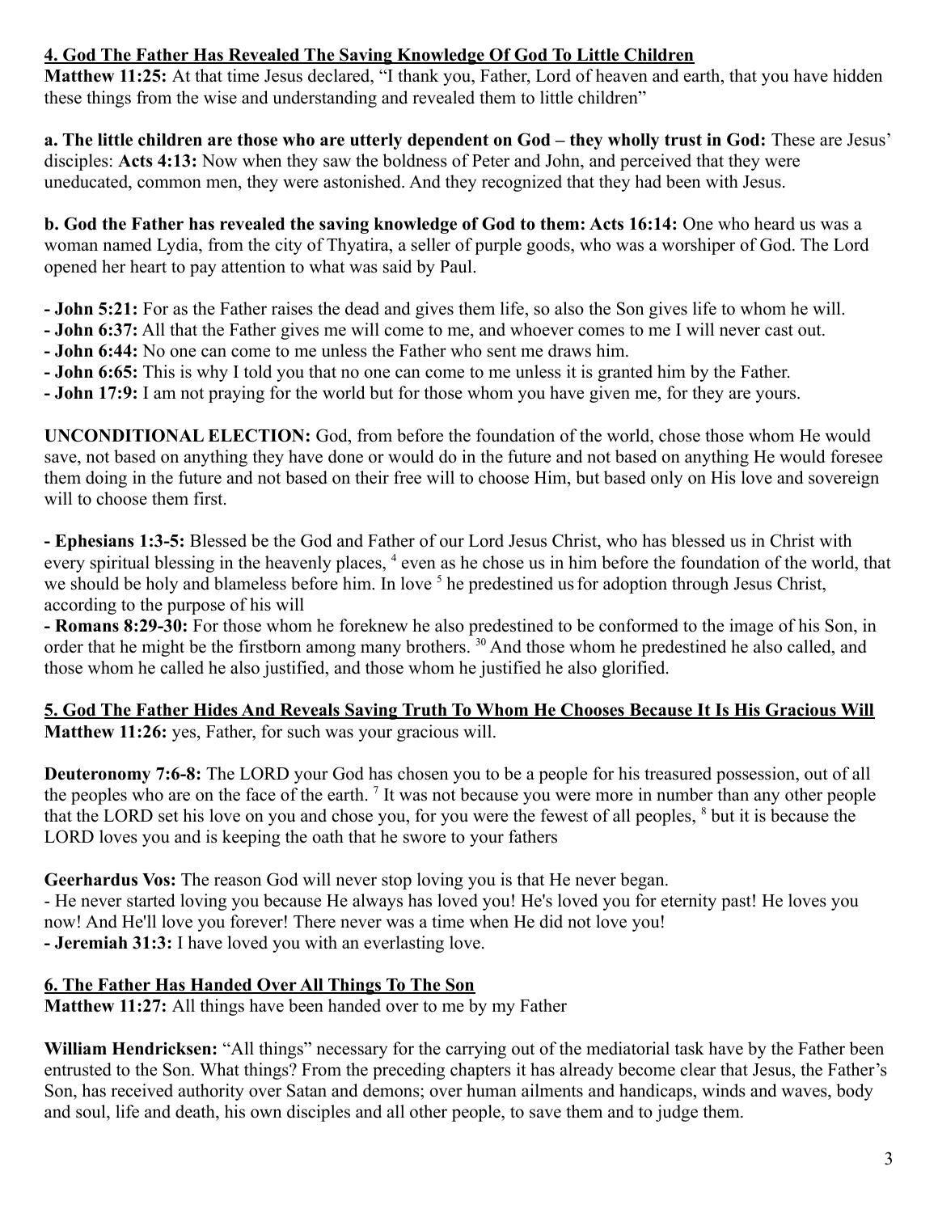## 4. God The Father Has Revealed The Saving Knowledge Of God To Little Children

**Matthew 11:25:** At that time Jesus declared, "I thank you, Father, Lord of heaven and earth, that you have hidden these things from the wise and understanding and revealed them to little children"

**a. The little children are those who are utterly dependent on God – they wholly trust in God:** These are Jesus' disciples: **Acts 4:13:** Now when they saw the boldness of Peter and John, and perceived that they were uneducated, common men, they were astonished. And they recognized that they had been with Jesus.

**b. God the Father has revealed the saving knowledge of God to them: Acts 16:14:** One who heard us was a woman named Lydia, from the city of Thyatira, a seller of purple goods, who was a worshiper of God. The Lord opened her heart to pay attention to what was said by Paul.

- **John 5:21:** For as the Father raises the dead and gives them life, so also the Son gives life to whom he will.
- **John 6:37:** All that the Father gives me will come to me, and whoever comes to me I will never cast out.
- **John 6:44:** No one can come to me unless the Father who sent me draws him.
- **John 6:65:** This is why I told you that no one can come to me unless it is granted him by the Father.
- **John 17:9:** I am not praying for the world but for those whom you have given me, for they are yours.

**UNCONDITIONAL ELECTION:** God, from before the foundation of the world, chose those whom He would save, not based on anything they have done or would do in the future and not based on anything He would foresee them doing in the future and not based on their free will to choose Him, but based only on His love and sovereign will to choose them first.

- **Ephesians 1:3-5:** Blessed be the God and Father of our Lord Jesus Christ, who has blessed us in Christ with every spiritual blessing in the heavenly places, [4] even as he chose us in him before the foundation of the world, that we should be holy and blameless before him. In love [5] he predestined us for adoption through Jesus Christ, according to the purpose of his will
- **Romans 8:29-30:** For those whom he foreknew he also predestined to be conformed to the image of his Son, in order that he might be the firstborn among many brothers. [30] And those whom he predestined he also called, and those whom he called he also justified, and those whom he justified he also glorified.

## 5. God The Father Hides And Reveals Saving Truth To Whom He Chooses Because It Is His Gracious Will

**Matthew 11:26:** yes, Father, for such was your gracious will.

**Deuteronomy 7:6-8:** The LORD your God has chosen you to be a people for his treasured possession, out of all the peoples who are on the face of the earth. [7] It was not because you were more in number than any other people that the LORD set his love on you and chose you, for you were the fewest of all peoples, [8] but it is because the LORD loves you and is keeping the oath that he swore to your fathers

**Geerhardus Vos:** The reason God will never stop loving you is that He never began.
- He never started loving you because He always has loved you! He's loved you for eternity past! He loves you now! And He'll love you forever! There never was a time when He did not love you!
- **Jeremiah 31:3:** I have loved you with an everlasting love.

## 6. The Father Has Handed Over All Things To The Son

**Matthew 11:27:** All things have been handed over to me by my Father

**William Hendricksen:** "All things" necessary for the carrying out of the mediatorial task have by the Father been entrusted to the Son. What things? From the preceding chapters it has already become clear that Jesus, the Father's Son, has received authority over Satan and demons; over human ailments and handicaps, winds and waves, body and soul, life and death, his own disciples and all other people, to save them and to judge them.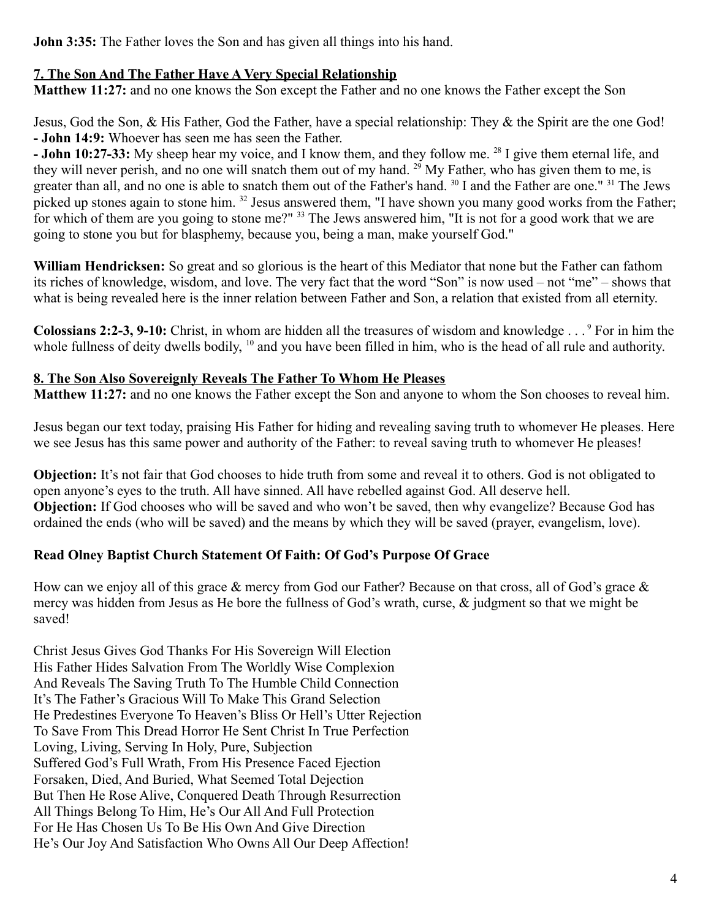**John 3:35:** The Father loves the Son and has given all things into his hand.

**7. The Son And The Father Have A Very Special Relationship**

**Matthew 11:27:** and no one knows the Son except the Father and no one knows the Father except the Son

Jesus, God the Son, & His Father, God the Father, have a special relationship: They & the Spirit are the one God!

**- John 14:9:** Whoever has seen me has seen the Father.

**- John 10:27-33:** My sheep hear my voice, and I know them, and they follow me. [28] I give them eternal life, and they will never perish, and no one will snatch them out of my hand. [29] My Father, who has given them to me, is greater than all, and no one is able to snatch them out of the Father's hand. [30] I and the Father are one." [31] The Jews picked up stones again to stone him. [32] Jesus answered them, "I have shown you many good works from the Father; for which of them are you going to stone me?" [33] The Jews answered him, "It is not for a good work that we are going to stone you but for blasphemy, because you, being a man, make yourself God."

**William Hendricksen:** So great and so glorious is the heart of this Mediator that none but the Father can fathom its riches of knowledge, wisdom, and love. The very fact that the word "Son" is now used – not "me" – shows that what is being revealed here is the inner relation between Father and Son, a relation that existed from all eternity.

**Colossians 2:2-3, 9-10:** Christ, in whom are hidden all the treasures of wisdom and knowledge . . . [9] For in him the whole fullness of deity dwells bodily, [10] and you have been filled in him, who is the head of all rule and authority.

**8. The Son Also Sovereignly Reveals The Father To Whom He Pleases**

**Matthew 11:27:** and no one knows the Father except the Son and anyone to whom the Son chooses to reveal him.

Jesus began our text today, praising His Father for hiding and revealing saving truth to whomever He pleases. Here we see Jesus has this same power and authority of the Father: to reveal saving truth to whomever He pleases!

**Objection:** It's not fair that God chooses to hide truth from some and reveal it to others. God is not obligated to open anyone's eyes to the truth. All have sinned. All have rebelled against God. All deserve hell.

**Objection:** If God chooses who will be saved and who won't be saved, then why evangelize? Because God has ordained the ends (who will be saved) and the means by which they will be saved (prayer, evangelism, love).

**Read Olney Baptist Church Statement Of Faith: Of God's Purpose Of Grace**

How can we enjoy all of this grace & mercy from God our Father? Because on that cross, all of God's grace & mercy was hidden from Jesus as He bore the fullness of God's wrath, curse, & judgment so that we might be saved!

Christ Jesus Gives God Thanks For His Sovereign Will Election
His Father Hides Salvation From The Worldly Wise Complexion
And Reveals The Saving Truth To The Humble Child Connection
It's The Father's Gracious Will To Make This Grand Selection
He Predestines Everyone To Heaven's Bliss Or Hell's Utter Rejection
To Save From This Dread Horror He Sent Christ In True Perfection
Loving, Living, Serving In Holy, Pure, Subjection
Suffered God's Full Wrath, From His Presence Faced Ejection
Forsaken, Died, And Buried, What Seemed Total Dejection
But Then He Rose Alive, Conquered Death Through Resurrection
All Things Belong To Him, He's Our All And Full Protection
For He Has Chosen Us To Be His Own And Give Direction
He's Our Joy And Satisfaction Who Owns All Our Deep Affection!